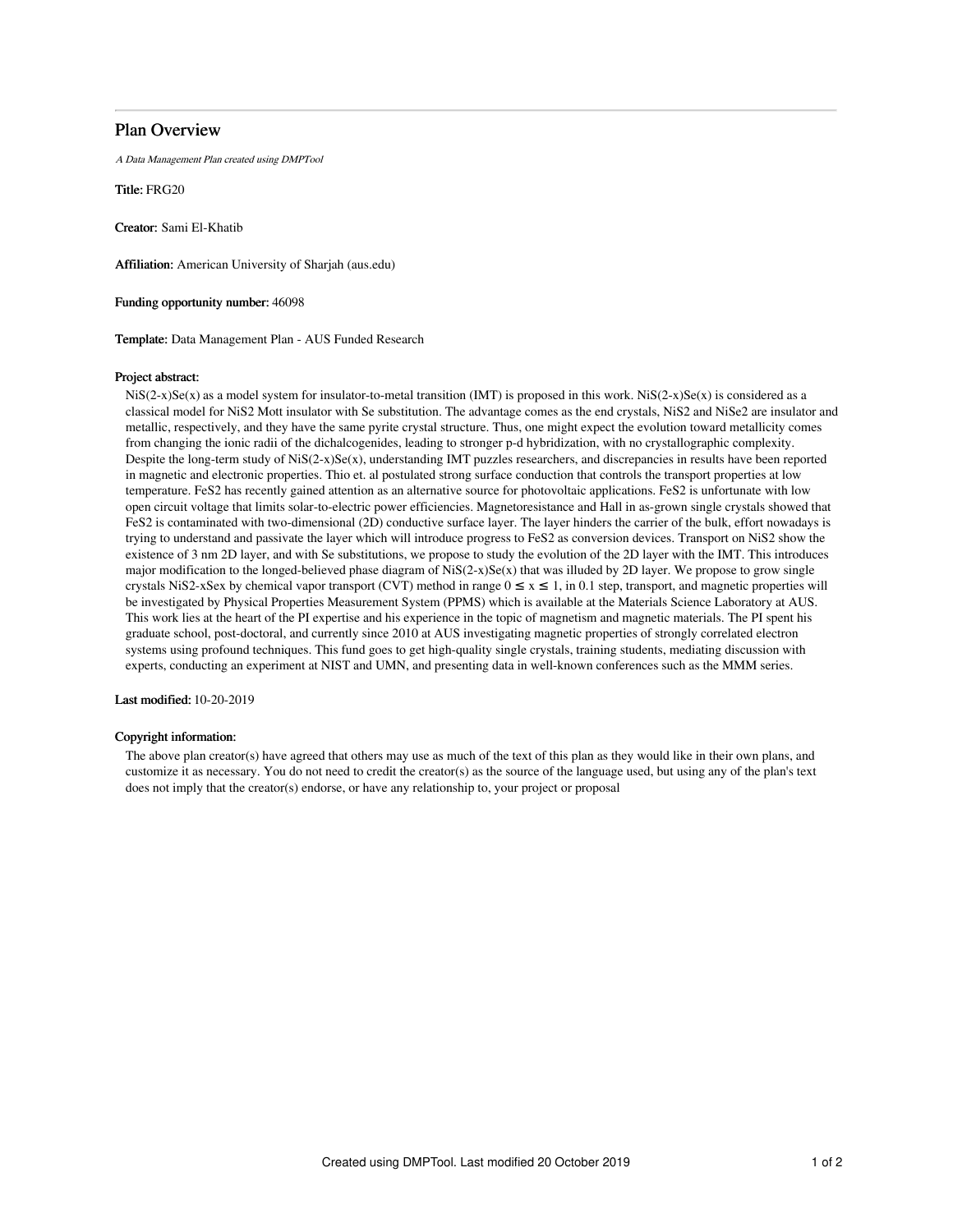# Plan Overview

*A Data Management Plan created using DMPTool*

**Title:** FRG20

**Creator:** Sami El-Khatib

**Affiliation:** American University of Sharjah (aus.edu)

**Funding opportunity number:** 46098

**Template:** Data Management Plan - AUS Funded Research

**Project abstract:**

$NiS(2-x)Se(x)$ as a model system for insulator-to-metal transition (IMT) is proposed in this work. $NiS(2-x)Se(x)$ is considered as a classical model for $NiS_2$ Mott insulator with Se substitution. The advantage comes as the end crystals, $NiS_2$ and $NiSe_2$ are insulator and metallic, respectively, and they have the same pyrite crystal structure. Thus, one might expect the evolution toward metallicity comes from changing the ionic radii of the dichalcogenides, leading to stronger p-d hybridization, with no crystallographic complexity. Despite the long-term study of $NiS(2-x)Se(x)$, understanding IMT puzzles researchers, and discrepancies in results have been reported in magnetic and electronic properties. Thio et. al postulated strong surface conduction that controls the transport properties at low temperature. $FeS_2$ has recently gained attention as an alternative source for photovoltaic applications. $FeS_2$ is unfortunate with low open circuit voltage that limits solar-to-electric power efficiencies. Magnetoresistance and Hall in as-grown single crystals showed that $FeS_2$ is contaminated with two-dimensional (2D) conductive surface layer. The layer hinders the carrier of the bulk, effort nowadays is trying to understand and passivate the layer which will introduce progress to $FeS_2$ as conversion devices. Transport on $NiS_2$ show the existence of 3 nm 2D layer, and with Se substitutions, we propose to study the evolution of the 2D layer with the IMT. This introduces major modification to the longed-believed phase diagram of $NiS(2-x)Se(x)$ that was illuded by 2D layer. We propose to grow single crystals $NiS_{2-x}Se_x$ by chemical vapor transport (CVT) method in range $0 \leq x \leq 1$, in 0.1 step, transport, and magnetic properties will be investigated by Physical Properties Measurement System (PPMS) which is available at the Materials Science Laboratory at AUS. This work lies at the heart of the PI expertise and his experience in the topic of magnetism and magnetic materials. The PI spent his graduate school, post-doctoral, and currently since 2010 at AUS investigating magnetic properties of strongly correlated electron systems using profound techniques. This fund goes to get high-quality single crystals, training students, mediating discussion with experts, conducting an experiment at NIST and UMN, and presenting data in well-known conferences such as the MMM series.

**Last modified:** 10-20-2019

**Copyright information:**

The above plan creator(s) have agreed that others may use as much of the text of this plan as they would like in their own plans, and customize it as necessary. You do not need to credit the creator(s) as the source of the language used, but using any of the plan's text does not imply that the creator(s) endorse, or have any relationship to, your project or proposal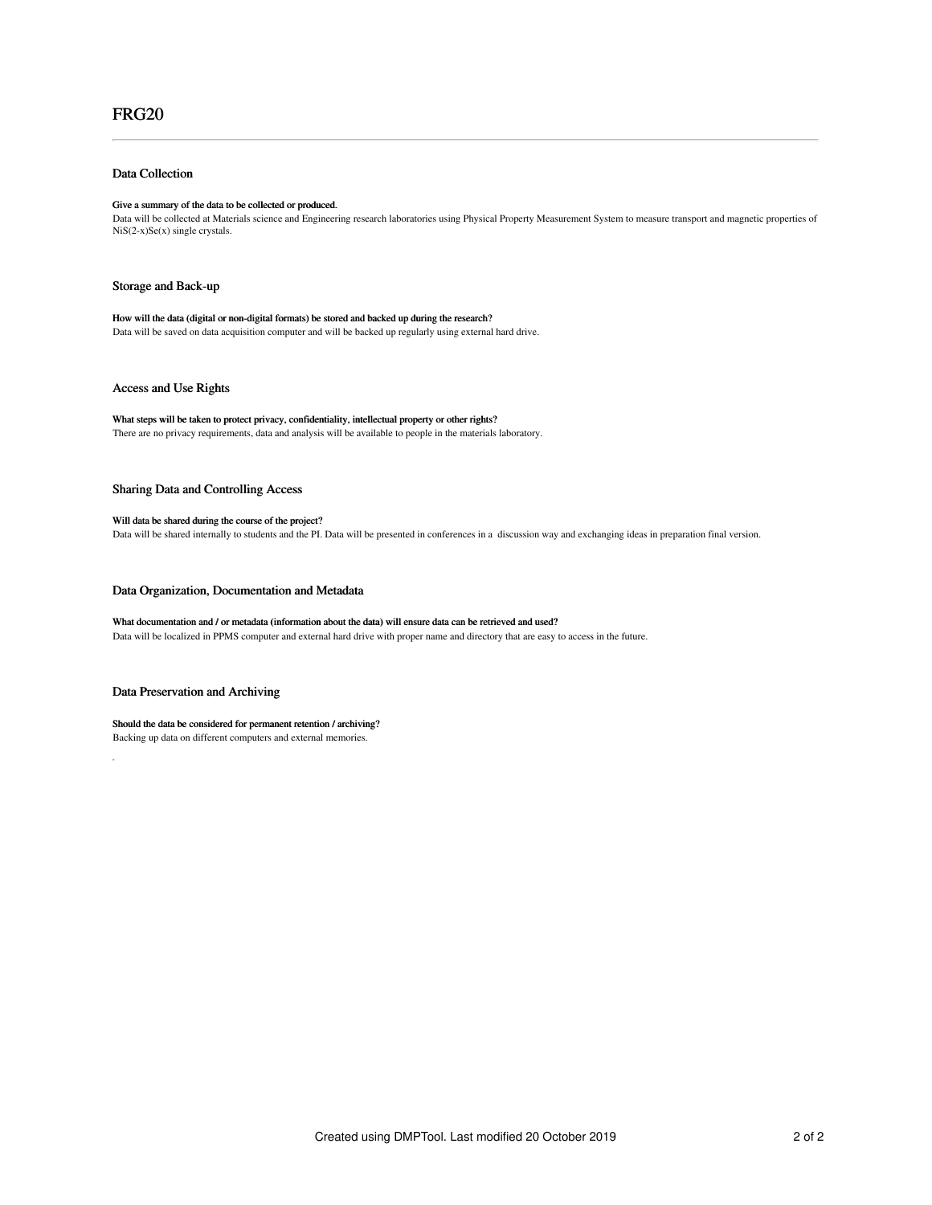# FRG20

## Data Collection

**Give a summary of the data to be collected or produced.**

Data will be collected at Materials science and Engineering research laboratories using Physical Property Measurement System to measure transport and magnetic properties of $NiS_{(2-x)}Se_{(x)}$ single crystals.

## Storage and Back-up

**How will the data (digital or non-digital formats) be stored and backed up during the research?**

Data will be saved on data acquisition computer and will be backed up regularly using external hard drive.

## Access and Use Rights

**What steps will be taken to protect privacy, confidentiality, intellectual property or other rights?**

There are no privacy requirements, data and analysis will be available to people in the materials laboratory.

## Sharing Data and Controlling Access

**Will data be shared during the course of the project?**

Data will be shared internally to students and the PI. Data will be presented in conferences in a discussion way and exchanging ideas in preparation final version.

## Data Organization, Documentation and Metadata

**What documentation and / or metadata (information about the data) will ensure data can be retrieved and used?**

Data will be localized in PPMS computer and external hard drive with proper name and directory that are easy to access in the future.

## Data Preservation and Archiving

**Should the data be considered for permanent retention / archiving?**

Backing up data on different computers and external memories.